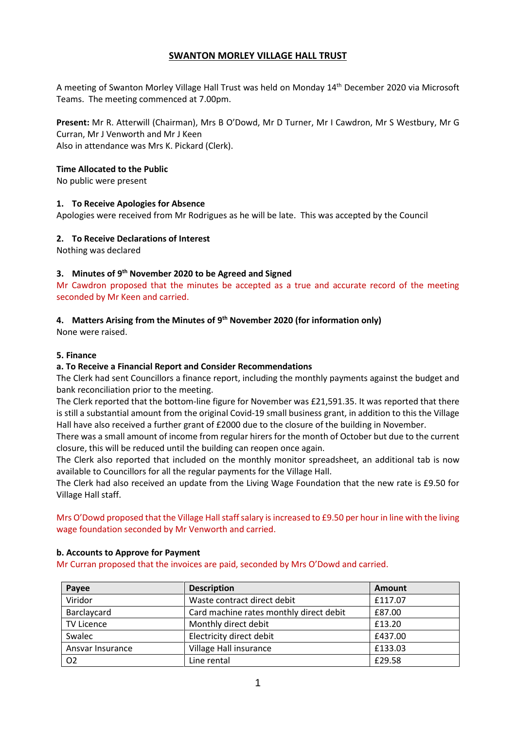# SWANTON MORLEY VILLAGE HALL TRUST

A meeting of Swanton Morley Village Hall Trust was held on Monday 14th December 2020 via Microsoft Teams. The meeting commenced at 7.00pm.

**Present:** Mr R. Atterwill (Chairman), Mrs B O'Dowd, Mr D Turner, Mr I Cawdron, Mr S Westbury, Mr G Curran, Mr J Venworth and Mr J Keen
Also in attendance was Mrs K. Pickard (Clerk).

**Time Allocated to the Public**
No public were present

**1. To Receive Apologies for Absence**
Apologies were received from Mr Rodrigues as he will be late. This was accepted by the Council

**2. To Receive Declarations of Interest**
Nothing was declared

**3. Minutes of 9th November 2020 to be Agreed and Signed**
Mr Cawdron proposed that the minutes be accepted as a true and accurate record of the meeting seconded by Mr Keen and carried.

**4. Matters Arising from the Minutes of 9th November 2020 (for information only)**
None were raised.

**5. Finance**

**a. To Receive a Financial Report and Consider Recommendations**
The Clerk had sent Councillors a finance report, including the monthly payments against the budget and bank reconciliation prior to the meeting.
The Clerk reported that the bottom-line figure for November was £21,591.35. It was reported that there is still a substantial amount from the original Covid-19 small business grant, in addition to this the Village Hall have also received a further grant of £2000 due to the closure of the building in November.
There was a small amount of income from regular hirers for the month of October but due to the current closure, this will be reduced until the building can reopen once again.
The Clerk also reported that included on the monthly monitor spreadsheet, an additional tab is now available to Councillors for all the regular payments for the Village Hall.
The Clerk had also received an update from the Living Wage Foundation that the new rate is £9.50 for Village Hall staff.

Mrs O'Dowd proposed that the Village Hall staff salary is increased to £9.50 per hour in line with the living wage foundation seconded by Mr Venworth and carried.

**b. Accounts to Approve for Payment**
Mr Curran proposed that the invoices are paid, seconded by Mrs O'Dowd and carried.

| Payee | Description | Amount |
|---|---|---|
| Viridor | Waste contract direct debit | £117.07 |
| Barclaycard | Card machine rates monthly direct debit | £87.00 |
| TV Licence | Monthly direct debit | £13.20 |
| Swalec | Electricity direct debit | £437.00 |
| Ansvar Insurance | Village Hall insurance | £133.03 |
| O2 | Line rental | £29.58 |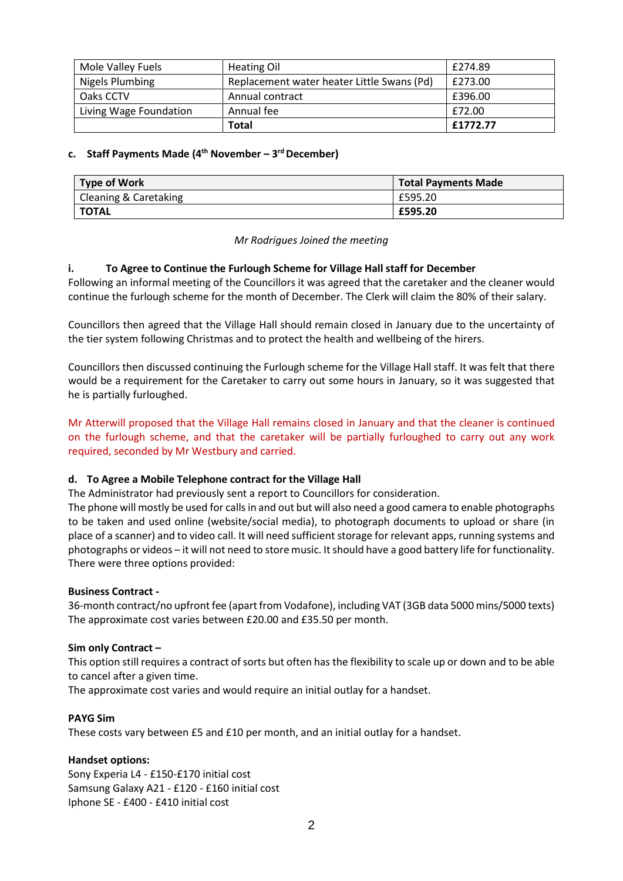| | | |
|---|---|---|
| Mole Valley Fuels | Heating Oil | £274.89 |
| Nigels Plumbing | Replacement water heater Little Swans (Pd) | £273.00 |
| Oaks CCTV | Annual contract | £396.00 |
| Living Wage Foundation | Annual fee | £72.00 |
| | **Total** | **£1772.77** |

**c. Staff Payments Made (4th November – 3rd December)**

| Type of Work | Total Payments Made |
|---|---|
| Cleaning & Caretaking | £595.20 |
| **TOTAL** | **£595.20** |

*Mr Rodrigues Joined the meeting*

**i. To Agree to Continue the Furlough Scheme for Village Hall staff for December**

Following an informal meeting of the Councillors it was agreed that the caretaker and the cleaner would continue the furlough scheme for the month of December. The Clerk will claim the 80% of their salary.

Councillors then agreed that the Village Hall should remain closed in January due to the uncertainty of the tier system following Christmas and to protect the health and wellbeing of the hirers.

Councillors then discussed continuing the Furlough scheme for the Village Hall staff. It was felt that there would be a requirement for the Caretaker to carry out some hours in January, so it was suggested that he is partially furloughed.

Mr Atterwill proposed that the Village Hall remains closed in January and that the cleaner is continued on the furlough scheme, and that the caretaker will be partially furloughed to carry out any work required, seconded by Mr Westbury and carried.

**d. To Agree a Mobile Telephone contract for the Village Hall**

The Administrator had previously sent a report to Councillors for consideration.

The phone will mostly be used for calls in and out but will also need a good camera to enable photographs to be taken and used online (website/social media), to photograph documents to upload or share (in place of a scanner) and to video call. It will need sufficient storage for relevant apps, running systems and photographs or videos – it will not need to store music. It should have a good battery life for functionality. There were three options provided:

**Business Contract -**

36-month contract/no upfront fee (apart from Vodafone), including VAT (3GB data 5000 mins/5000 texts) The approximate cost varies between £20.00 and £35.50 per month.

**Sim only Contract –**

This option still requires a contract of sorts but often has the flexibility to scale up or down and to be able to cancel after a given time.

The approximate cost varies and would require an initial outlay for a handset.

**PAYG Sim**

These costs vary between £5 and £10 per month, and an initial outlay for a handset.

**Handset options:**

Sony Experia L4 - £150-£170 initial cost
Samsung Galaxy A21 - £120 - £160 initial cost
Iphone SE - £400 - £410 initial cost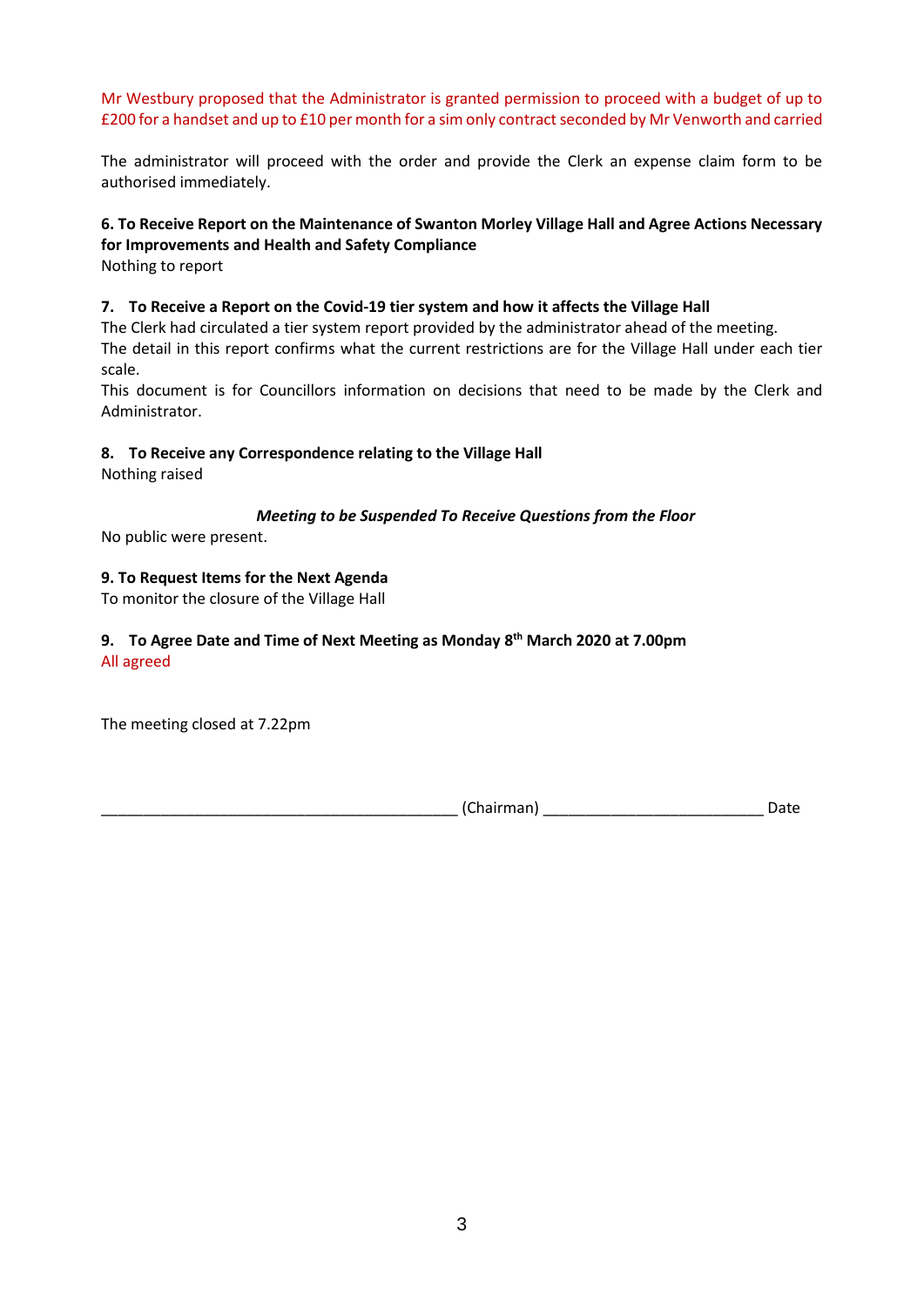Mr Westbury proposed that the Administrator is granted permission to proceed with a budget of up to £200 for a handset and up to £10 per month for a sim only contract seconded by Mr Venworth and carried

The administrator will proceed with the order and provide the Clerk an expense claim form to be authorised immediately.

**6. To Receive Report on the Maintenance of Swanton Morley Village Hall and Agree Actions Necessary for Improvements and Health and Safety Compliance**

Nothing to report

**7. To Receive a Report on the Covid-19 tier system and how it affects the Village Hall**

The Clerk had circulated a tier system report provided by the administrator ahead of the meeting.
The detail in this report confirms what the current restrictions are for the Village Hall under each tier scale.
This document is for Councillors information on decisions that need to be made by the Clerk and Administrator.

**8. To Receive any Correspondence relating to the Village Hall**

Nothing raised

***Meeting to be Suspended To Receive Questions from the Floor***

No public were present.

**9. To Request Items for the Next Agenda**

To monitor the closure of the Village Hall

**9. To Agree Date and Time of Next Meeting as Monday 8th March 2020 at 7.00pm**

All agreed

The meeting closed at 7.22pm

__________________________________________ (Chairman) __________________________ Date